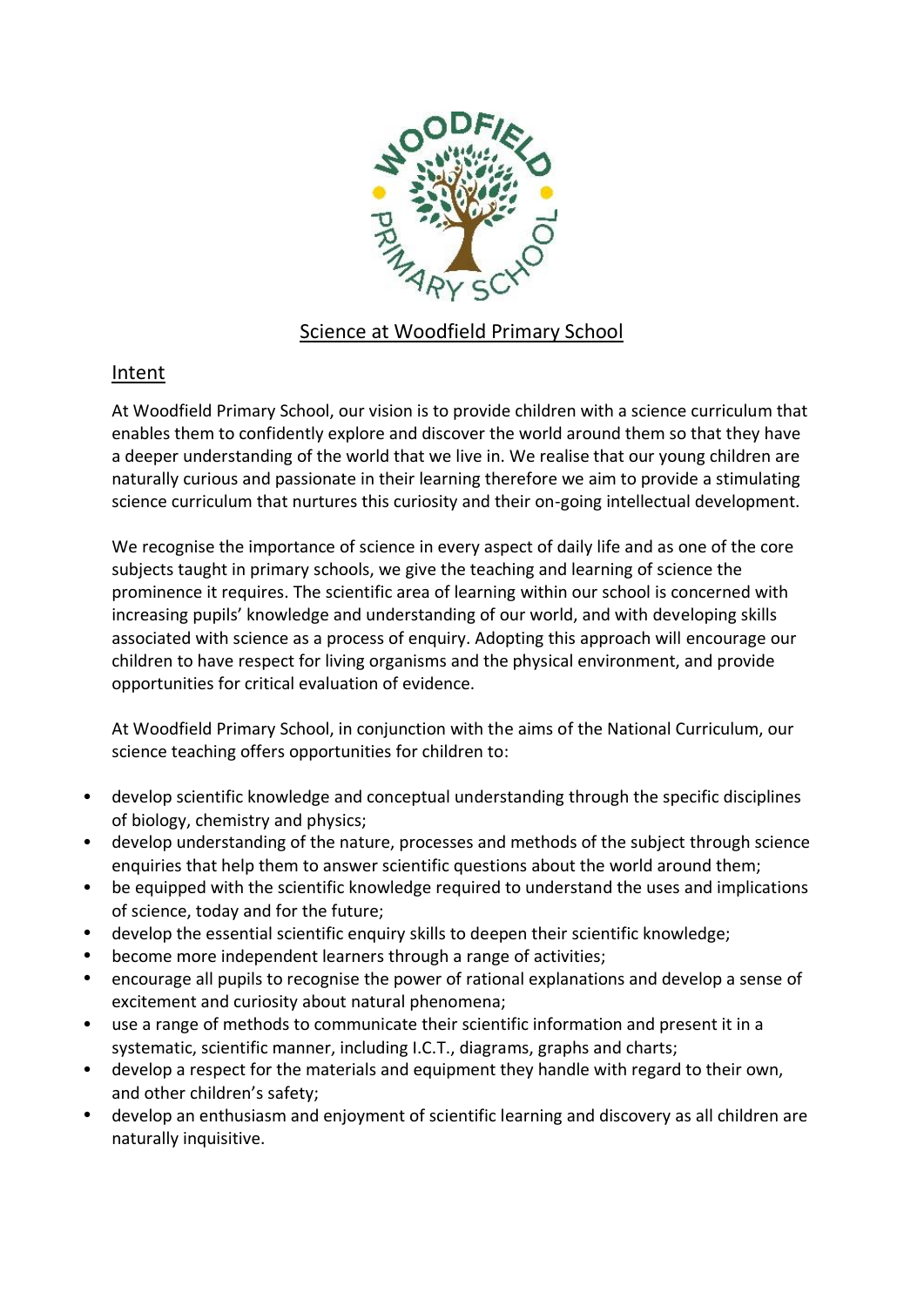# Science at Woodfield Primary School

## Intent

At Woodfield Primary School, our vision is to provide children with a science curriculum that enables them to confidently explore and discover the world around them so that they have a deeper understanding of the world that we live in. We realise that our young children are naturally curious and passionate in their learning therefore we aim to provide a stimulating science curriculum that nurtures this curiosity and their on-going intellectual development.

We recognise the importance of science in every aspect of daily life and as one of the core subjects taught in primary schools, we give the teaching and learning of science the prominence it requires. The scientific area of learning within our school is concerned with increasing pupils' knowledge and understanding of our world, and with developing skills associated with science as a process of enquiry. Adopting this approach will encourage our children to have respect for living organisms and the physical environment, and provide opportunities for critical evaluation of evidence.

At Woodfield Primary School, in conjunction with the aims of the National Curriculum, our science teaching offers opportunities for children to:

- develop scientific knowledge and conceptual understanding through the specific disciplines of biology, chemistry and physics;
- develop understanding of the nature, processes and methods of the subject through science enquiries that help them to answer scientific questions about the world around them;
- be equipped with the scientific knowledge required to understand the uses and implications of science, today and for the future;
- develop the essential scientific enquiry skills to deepen their scientific knowledge;
- become more independent learners through a range of activities;
- encourage all pupils to recognise the power of rational explanations and develop a sense of excitement and curiosity about natural phenomena;
- use a range of methods to communicate their scientific information and present it in a systematic, scientific manner, including I.C.T., diagrams, graphs and charts;
- develop a respect for the materials and equipment they handle with regard to their own, and other children's safety;
- develop an enthusiasm and enjoyment of scientific learning and discovery as all children are naturally inquisitive.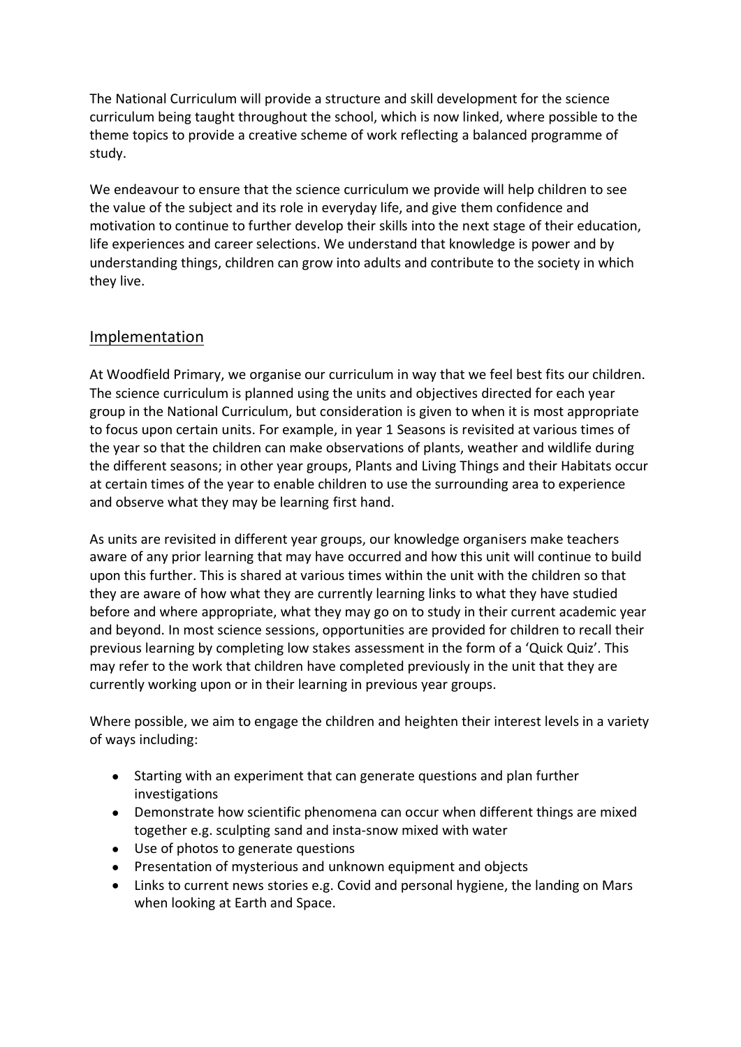The National Curriculum will provide a structure and skill development for the science curriculum being taught throughout the school, which is now linked, where possible to the theme topics to provide a creative scheme of work reflecting a balanced programme of study.

We endeavour to ensure that the science curriculum we provide will help children to see the value of the subject and its role in everyday life, and give them confidence and motivation to continue to further develop their skills into the next stage of their education, life experiences and career selections. We understand that knowledge is power and by understanding things, children can grow into adults and contribute to the society in which they live.

## Implementation

At Woodfield Primary, we organise our curriculum in way that we feel best fits our children. The science curriculum is planned using the units and objectives directed for each year group in the National Curriculum, but consideration is given to when it is most appropriate to focus upon certain units. For example, in year 1 Seasons is revisited at various times of the year so that the children can make observations of plants, weather and wildlife during the different seasons; in other year groups, Plants and Living Things and their Habitats occur at certain times of the year to enable children to use the surrounding area to experience and observe what they may be learning first hand.

As units are revisited in different year groups, our knowledge organisers make teachers aware of any prior learning that may have occurred and how this unit will continue to build upon this further. This is shared at various times within the unit with the children so that they are aware of how what they are currently learning links to what they have studied before and where appropriate, what they may go on to study in their current academic year and beyond. In most science sessions, opportunities are provided for children to recall their previous learning by completing low stakes assessment in the form of a 'Quick Quiz'. This may refer to the work that children have completed previously in the unit that they are currently working upon or in their learning in previous year groups.

Where possible, we aim to engage the children and heighten their interest levels in a variety of ways including:

- Starting with an experiment that can generate questions and plan further investigations
- Demonstrate how scientific phenomena can occur when different things are mixed together e.g. sculpting sand and insta-snow mixed with water
- Use of photos to generate questions
- Presentation of mysterious and unknown equipment and objects
- Links to current news stories e.g. Covid and personal hygiene, the landing on Mars when looking at Earth and Space.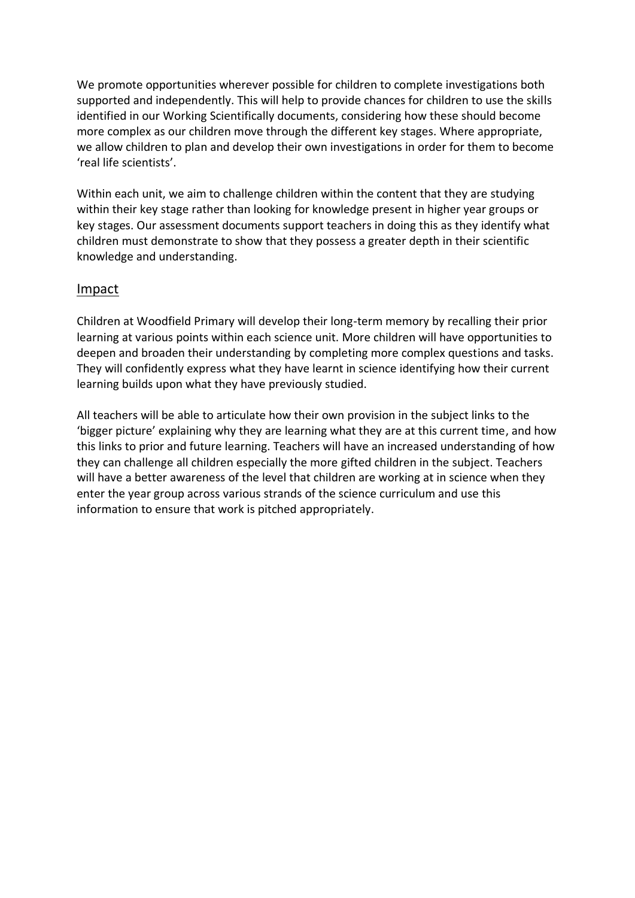We promote opportunities wherever possible for children to complete investigations both supported and independently. This will help to provide chances for children to use the skills identified in our Working Scientifically documents, considering how these should become more complex as our children move through the different key stages. Where appropriate, we allow children to plan and develop their own investigations in order for them to become 'real life scientists'.

Within each unit, we aim to challenge children within the content that they are studying within their key stage rather than looking for knowledge present in higher year groups or key stages. Our assessment documents support teachers in doing this as they identify what children must demonstrate to show that they possess a greater depth in their scientific knowledge and understanding.

## Impact

Children at Woodfield Primary will develop their long-term memory by recalling their prior learning at various points within each science unit. More children will have opportunities to deepen and broaden their understanding by completing more complex questions and tasks. They will confidently express what they have learnt in science identifying how their current learning builds upon what they have previously studied.

All teachers will be able to articulate how their own provision in the subject links to the 'bigger picture' explaining why they are learning what they are at this current time, and how this links to prior and future learning. Teachers will have an increased understanding of how they can challenge all children especially the more gifted children in the subject. Teachers will have a better awareness of the level that children are working at in science when they enter the year group across various strands of the science curriculum and use this information to ensure that work is pitched appropriately.